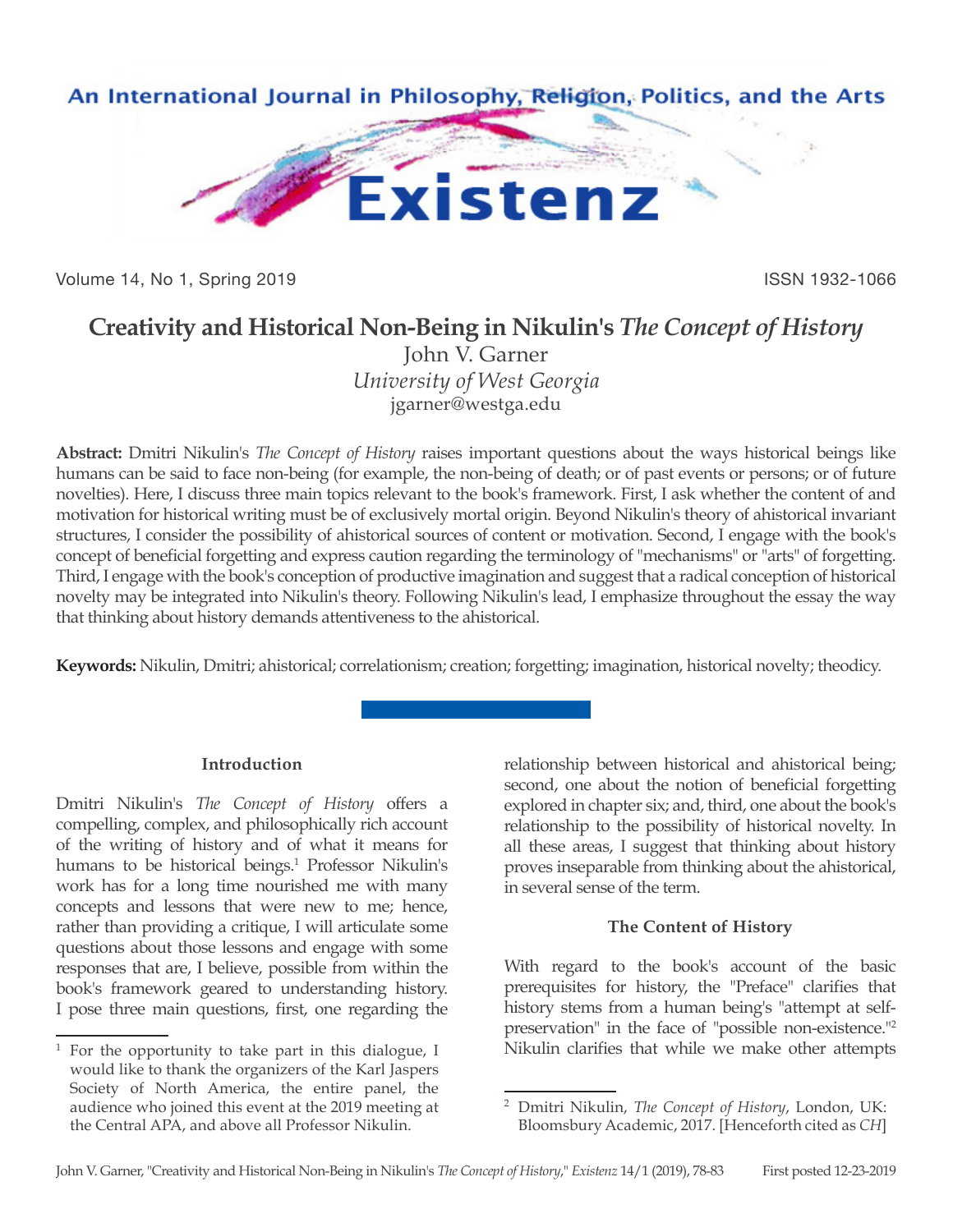# Creativity and Historical Non-Being in Nikulin's *The Concept of History*

John V. Garner
*University of West Georgia*
jgarner@westga.edu

**Abstract:** Dmitri Nikulin's *The Concept of History* raises important questions about the ways historical beings like humans can be said to face non-being (for example, the non-being of death; or of past events or persons; or of future novelties). Here, I discuss three main topics relevant to the book's framework. First, I ask whether the content of and motivation for historical writing must be of exclusively mortal origin. Beyond Nikulin's theory of ahistorical invariant structures, I consider the possibility of ahistorical sources of content or motivation. Second, I engage with the book's concept of beneficial forgetting and express caution regarding the terminology of "mechanisms" or "arts" of forgetting. Third, I engage with the book's conception of productive imagination and suggest that a radical conception of historical novelty may be integrated into Nikulin's theory. Following Nikulin's lead, I emphasize throughout the essay the way that thinking about history demands attentiveness to the ahistorical.

**Keywords:** Nikulin, Dmitri; ahistorical; correlationism; creation; forgetting; imagination, historical novelty; theodicy.

### Introduction

Dmitri Nikulin's *The Concept of History* offers a compelling, complex, and philosophically rich account of the writing of history and of what it means for humans to be historical beings.[1] Professor Nikulin's work has for a long time nourished me with many concepts and lessons that were new to me; hence, rather than providing a critique, I will articulate some questions about those lessons and engage with some responses that are, I believe, possible from within the book's framework geared to understanding history. I pose three main questions, first, one regarding the relationship between historical and ahistorical being; second, one about the notion of beneficial forgetting explored in chapter six; and, third, one about the book's relationship to the possibility of historical novelty. In all these areas, I suggest that thinking about history proves inseparable from thinking about the ahistorical, in several sense of the term.

### The Content of History

With regard to the book's account of the basic prerequisites for history, the "Preface" clarifies that history stems from a human being's "attempt at self-preservation" in the face of "possible non-existence."[2] Nikulin clarifies that while we make other attempts

[1] For the opportunity to take part in this dialogue, I would like to thank the organizers of the Karl Jaspers Society of North America, the entire panel, the audience who joined this event at the 2019 meeting at the Central APA, and above all Professor Nikulin.

[2] Dmitri Nikulin, *The Concept of History*, London, UK: Bloomsbury Academic, 2017. [Henceforth cited as *CH*]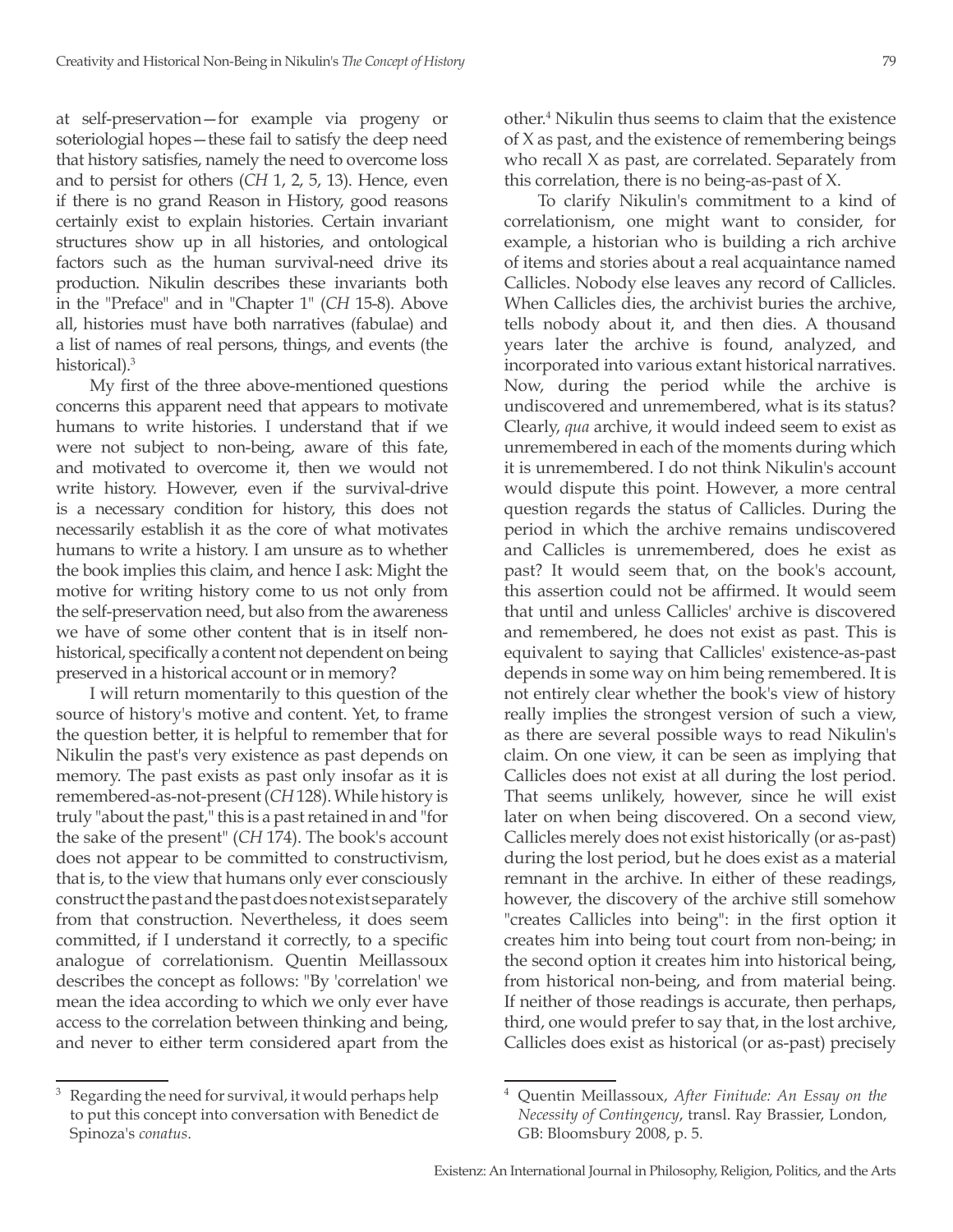at self-preservation—for example via progeny or soteriologial hopes—these fail to satisfy the deep need that history satisfies, namely the need to overcome loss and to persist for others (*CH* 1, 2, 5, 13). Hence, even if there is no grand Reason in History, good reasons certainly exist to explain histories. Certain invariant structures show up in all histories, and ontological factors such as the human survival-need drive its production. Nikulin describes these invariants both in the "Preface" and in "Chapter 1" (*CH* 15-8). Above all, histories must have both narratives (fabulae) and a list of names of real persons, things, and events (the historical).[3]

My first of the three above-mentioned questions concerns this apparent need that appears to motivate humans to write histories. I understand that if we were not subject to non-being, aware of this fate, and motivated to overcome it, then we would not write history. However, even if the survival-drive is a necessary condition for history, this does not necessarily establish it as the core of what motivates humans to write a history. I am unsure as to whether the book implies this claim, and hence I ask: Might the motive for writing history come to us not only from the self-preservation need, but also from the awareness we have of some other content that is in itself non-historical, specifically a content not dependent on being preserved in a historical account or in memory?

I will return momentarily to this question of the source of history's motive and content. Yet, to frame the question better, it is helpful to remember that for Nikulin the past's very existence as past depends on memory. The past exists as past only insofar as it is remembered-as-not-present (*CH* 128). While history is truly "about the past," this is a past retained in and "for the sake of the present" (*CH* 174). The book's account does not appear to be committed to constructivism, that is, to the view that humans only ever consciously construct the past and the past does not exist separately from that construction. Nevertheless, it does seem committed, if I understand it correctly, to a specific analogue of correlationism. Quentin Meillassoux describes the concept as follows: "By 'correlation' we mean the idea according to which we only ever have access to the correlation between thinking and being, and never to either term considered apart from the other.[4] Nikulin thus seems to claim that the existence of X as past, and the existence of remembering beings who recall X as past, are correlated. Separately from this correlation, there is no being-as-past of X.

To clarify Nikulin's commitment to a kind of correlationism, one might want to consider, for example, a historian who is building a rich archive of items and stories about a real acquaintance named Callicles. Nobody else leaves any record of Callicles. When Callicles dies, the archivist buries the archive, tells nobody about it, and then dies. A thousand years later the archive is found, analyzed, and incorporated into various extant historical narratives. Now, during the period while the archive is undiscovered and unremembered, what is its status? Clearly, *qua* archive, it would indeed seem to exist as unremembered in each of the moments during which it is unremembered. I do not think Nikulin's account would dispute this point. However, a more central question regards the status of Callicles. During the period in which the archive remains undiscovered and Callicles is unremembered, does he exist as past? It would seem that, on the book's account, this assertion could not be affirmed. It would seem that until and unless Callicles' archive is discovered and remembered, he does not exist as past. This is equivalent to saying that Callicles' existence-as-past depends in some way on him being remembered. It is not entirely clear whether the book's view of history really implies the strongest version of such a view, as there are several possible ways to read Nikulin's claim. On one view, it can be seen as implying that Callicles does not exist at all during the lost period. That seems unlikely, however, since he will exist later on when being discovered. On a second view, Callicles merely does not exist historically (or as-past) during the lost period, but he does exist as a material remnant in the archive. In either of these readings, however, the discovery of the archive still somehow "creates Callicles into being": in the first option it creates him into being tout court from non-being; in the second option it creates him into historical being, from historical non-being, and from material being. If neither of those readings is accurate, then perhaps, third, one would prefer to say that, in the lost archive, Callicles does exist as historical (or as-past) precisely

---

[3] Regarding the need for survival, it would perhaps help to put this concept into conversation with Benedict de Spinoza's *conatus*.

[4] Quentin Meillassoux, *After Finitude: An Essay on the Necessity of Contingency*, transl. Ray Brassier, London, GB: Bloomsbury 2008, p. 5.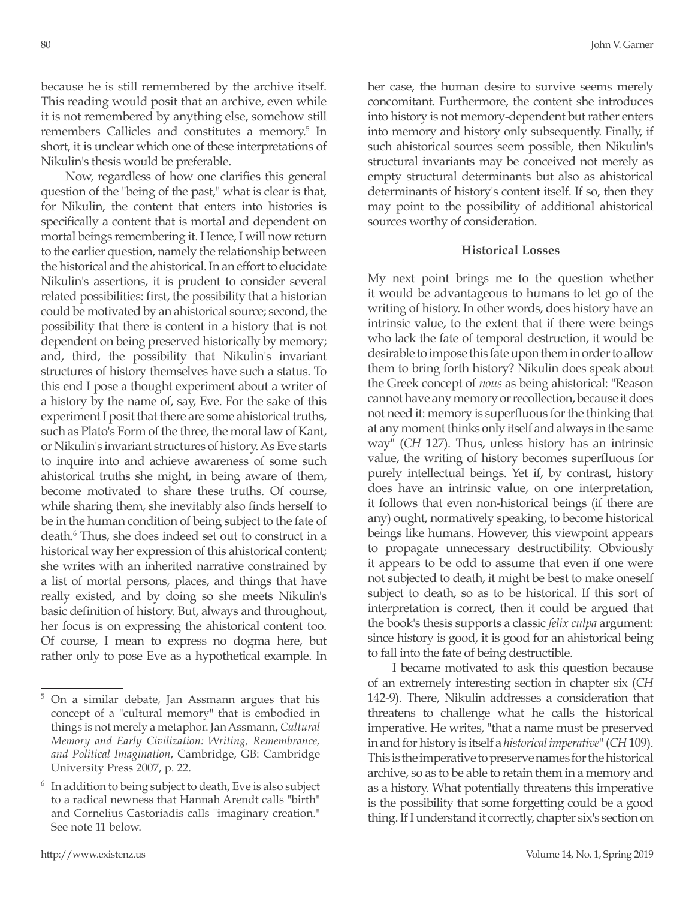because he is still remembered by the archive itself. This reading would posit that an archive, even while it is not remembered by anything else, somehow still remembers Callicles and constitutes a memory.[5] In short, it is unclear which one of these interpretations of Nikulin's thesis would be preferable.

Now, regardless of how one clarifies this general question of the "being of the past," what is clear is that, for Nikulin, the content that enters into histories is specifically a content that is mortal and dependent on mortal beings remembering it. Hence, I will now return to the earlier question, namely the relationship between the historical and the ahistorical. In an effort to elucidate Nikulin's assertions, it is prudent to consider several related possibilities: first, the possibility that a historian could be motivated by an ahistorical source; second, the possibility that there is content in a history that is not dependent on being preserved historically by memory; and, third, the possibility that Nikulin's invariant structures of history themselves have such a status. To this end I pose a thought experiment about a writer of a history by the name of, say, Eve. For the sake of this experiment I posit that there are some ahistorical truths, such as Plato's Form of the three, the moral law of Kant, or Nikulin's invariant structures of history. As Eve starts to inquire into and achieve awareness of some such ahistorical truths she might, in being aware of them, become motivated to share these truths. Of course, while sharing them, she inevitably also finds herself to be in the human condition of being subject to the fate of death.[6] Thus, she does indeed set out to construct in a historical way her expression of this ahistorical content; she writes with an inherited narrative constrained by a list of mortal persons, places, and things that have really existed, and by doing so she meets Nikulin's basic definition of history. But, always and throughout, her focus is on expressing the ahistorical content too. Of course, I mean to express no dogma here, but rather only to pose Eve as a hypothetical example. In her case, the human desire to survive seems merely concomitant. Furthermore, the content she introduces into history is not memory-dependent but rather enters into memory and history only subsequently. Finally, if such ahistorical sources seem possible, then Nikulin's structural invariants may be conceived not merely as empty structural determinants but also as ahistorical determinants of history's content itself. If so, then they may point to the possibility of additional ahistorical sources worthy of consideration.

### Historical Losses

My next point brings me to the question whether it would be advantageous to humans to let go of the writing of history. In other words, does history have an intrinsic value, to the extent that if there were beings who lack the fate of temporal destruction, it would be desirable to impose this fate upon them in order to allow them to bring forth history? Nikulin does speak about the Greek concept of *nous* as being ahistorical: "Reason cannot have any memory or recollection, because it does not need it: memory is superfluous for the thinking that at any moment thinks only itself and always in the same way" (*CH* 127). Thus, unless history has an intrinsic value, the writing of history becomes superfluous for purely intellectual beings. Yet if, by contrast, history does have an intrinsic value, on one interpretation, it follows that even non-historical beings (if there are any) ought, normatively speaking, to become historical beings like humans. However, this viewpoint appears to propagate unnecessary destructibility. Obviously it appears to be odd to assume that even if one were not subjected to death, it might be best to make oneself subject to death, so as to be historical. If this sort of interpretation is correct, then it could be argued that the book's thesis supports a classic *felix culpa* argument: since history is good, it is good for an ahistorical being to fall into the fate of being destructible.

I became motivated to ask this question because of an extremely interesting section in chapter six (*CH* 142-9). There, Nikulin addresses a consideration that threatens to challenge what he calls the historical imperative. He writes, "that a name must be preserved in and for history is itself a *historical imperative*" (*CH* 109). This is the imperative to preserve names for the historical archive, so as to be able to retain them in a memory and as a history. What potentially threatens this imperative is the possibility that some forgetting could be a good thing. If I understand it correctly, chapter six's section on

---

[5] On a similar debate, Jan Assmann argues that his concept of a "cultural memory" that is embodied in things is not merely a metaphor. Jan Assmann, *Cultural Memory and Early Civilization: Writing, Remembrance, and Political Imagination*, Cambridge, GB: Cambridge University Press 2007, p. 22.

[6] In addition to being subject to death, Eve is also subject to a radical newness that Hannah Arendt calls "birth" and Cornelius Castoriadis calls "imaginary creation." See note 11 below.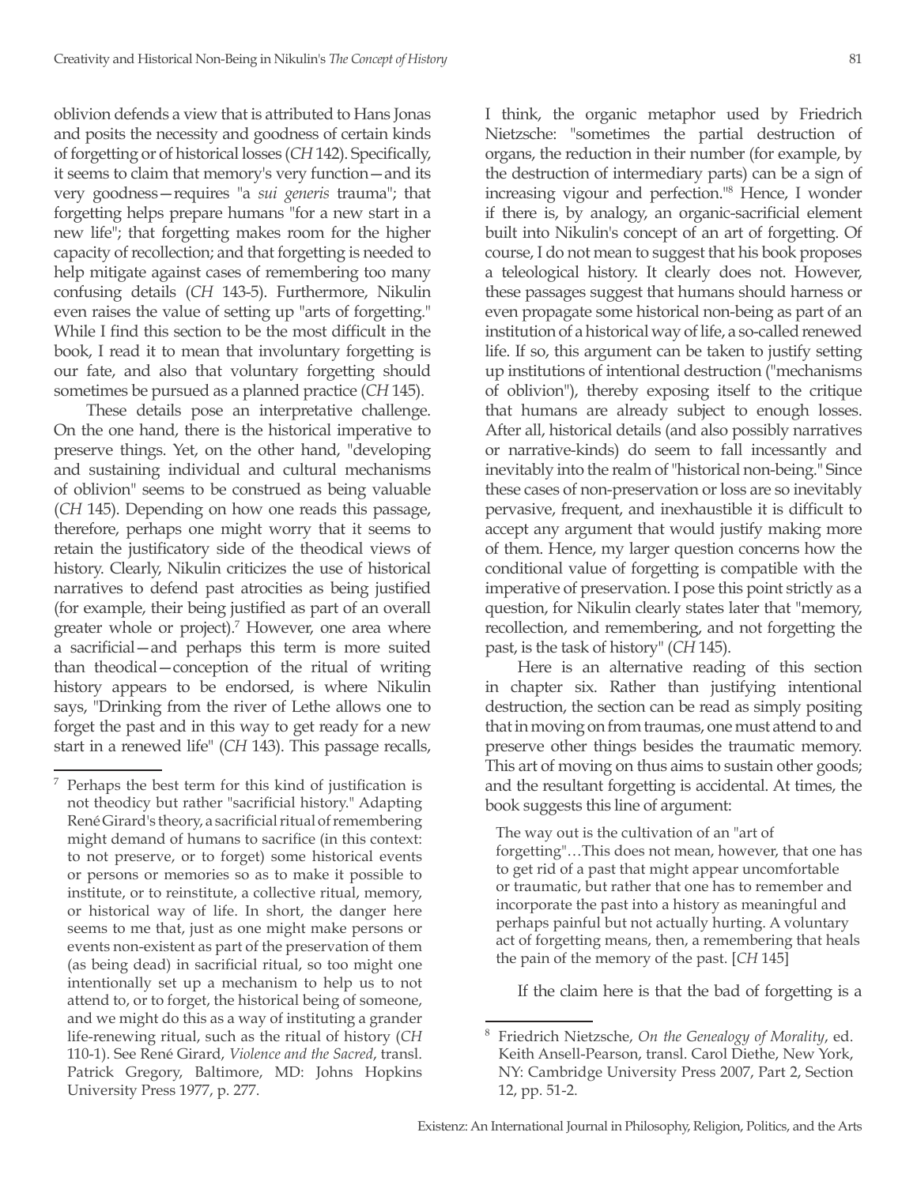oblivion defends a view that is attributed to Hans Jonas and posits the necessity and goodness of certain kinds of forgetting or of historical losses (*CH* 142). Specifically, it seems to claim that memory's very function—and its very goodness—requires "a *sui generis* trauma"; that forgetting helps prepare humans "for a new start in a new life"; that forgetting makes room for the higher capacity of recollection; and that forgetting is needed to help mitigate against cases of remembering too many confusing details (*CH* 143-5). Furthermore, Nikulin even raises the value of setting up "arts of forgetting." While I find this section to be the most difficult in the book, I read it to mean that involuntary forgetting is our fate, and also that voluntary forgetting should sometimes be pursued as a planned practice (*CH* 145).

These details pose an interpretative challenge. On the one hand, there is the historical imperative to preserve things. Yet, on the other hand, "developing and sustaining individual and cultural mechanisms of oblivion" seems to be construed as being valuable (*CH* 145). Depending on how one reads this passage, therefore, perhaps one might worry that it seems to retain the justificatory side of the theodical views of history. Clearly, Nikulin criticizes the use of historical narratives to defend past atrocities as being justified (for example, their being justified as part of an overall greater whole or project).[7] However, one area where a sacrificial—and perhaps this term is more suited than theodical—conception of the ritual of writing history appears to be endorsed, is where Nikulin says, "Drinking from the river of Lethe allows one to forget the past and in this way to get ready for a new start in a renewed life" (*CH* 143). This passage recalls, I think, the organic metaphor used by Friedrich Nietzsche: "sometimes the partial destruction of organs, the reduction in their number (for example, by the destruction of intermediary parts) can be a sign of increasing vigour and perfection."[8] Hence, I wonder if there is, by analogy, an organic-sacrificial element built into Nikulin's concept of an art of forgetting. Of course, I do not mean to suggest that his book proposes a teleological history. It clearly does not. However, these passages suggest that humans should harness or even propagate some historical non-being as part of an institution of a historical way of life, a so-called renewed life. If so, this argument can be taken to justify setting up institutions of intentional destruction ("mechanisms of oblivion"), thereby exposing itself to the critique that humans are already subject to enough losses. After all, historical details (and also possibly narratives or narrative-kinds) do seem to fall incessantly and inevitably into the realm of "historical non-being." Since these cases of non-preservation or loss are so inevitably pervasive, frequent, and inexhaustible it is difficult to accept any argument that would justify making more of them. Hence, my larger question concerns how the conditional value of forgetting is compatible with the imperative of preservation. I pose this point strictly as a question, for Nikulin clearly states later that "memory, recollection, and remembering, and not forgetting the past, is the task of history" (*CH* 145).

Here is an alternative reading of this section in chapter six. Rather than justifying intentional destruction, the section can be read as simply positing that in moving on from traumas, one must attend to and preserve other things besides the traumatic memory. This art of moving on thus aims to sustain other goods; and the resultant forgetting is accidental. At times, the book suggests this line of argument:

> The way out is the cultivation of an "art of forgetting"…This does not mean, however, that one has to get rid of a past that might appear uncomfortable or traumatic, but rather that one has to remember and incorporate the past into a history as meaningful and perhaps painful but not actually hurting. A voluntary act of forgetting means, then, a remembering that heals the pain of the memory of the past. [*CH* 145]

If the claim here is that the bad of forgetting is a

---

[7] Perhaps the best term for this kind of justification is not theodicy but rather "sacrificial history." Adapting René Girard's theory, a sacrificial ritual of remembering might demand of humans to sacrifice (in this context: to not preserve, or to forget) some historical events or persons or memories so as to make it possible to institute, or to reinstitute, a collective ritual, memory, or historical way of life. In short, the danger here seems to me that, just as one might make persons or events non-existent as part of the preservation of them (as being dead) in sacrificial ritual, so too might one intentionally set up a mechanism to help us to not attend to, or to forget, the historical being of someone, and we might do this as a way of instituting a grander life-renewing ritual, such as the ritual of history (*CH* 110-1). See René Girard, *Violence and the Sacred*, transl. Patrick Gregory, Baltimore, MD: Johns Hopkins University Press 1977, p. 277.

[8] Friedrich Nietzsche, *On the Genealogy of Morality*, ed. Keith Ansell-Pearson, transl. Carol Diethe, New York, NY: Cambridge University Press 2007, Part 2, Section 12, pp. 51-2.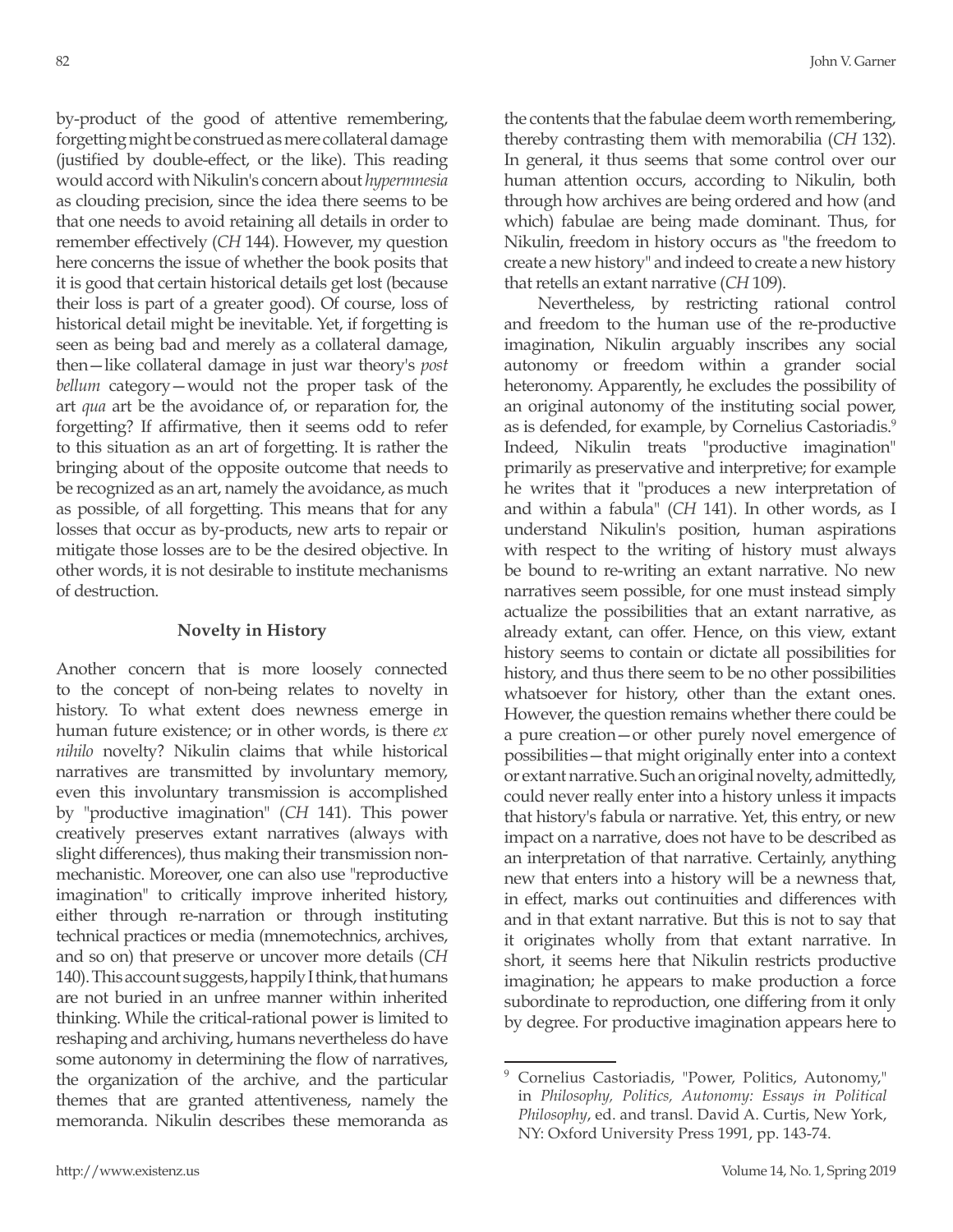by-product of the good of attentive remembering, forgetting might be construed as mere collateral damage (justified by double-effect, or the like). This reading would accord with Nikulin's concern about *hypermnesia* as clouding precision, since the idea there seems to be that one needs to avoid retaining all details in order to remember effectively (*CH* 144). However, my question here concerns the issue of whether the book posits that it is good that certain historical details get lost (because their loss is part of a greater good). Of course, loss of historical detail might be inevitable. Yet, if forgetting is seen as being bad and merely as a collateral damage, then—like collateral damage in just war theory's *post bellum* category—would not the proper task of the art *qua* art be the avoidance of, or reparation for, the forgetting? If affirmative, then it seems odd to refer to this situation as an art of forgetting. It is rather the bringing about of the opposite outcome that needs to be recognized as an art, namely the avoidance, as much as possible, of all forgetting. This means that for any losses that occur as by-products, new arts to repair or mitigate those losses are to be the desired objective. In other words, it is not desirable to institute mechanisms of destruction.

### Novelty in History

Another concern that is more loosely connected to the concept of non-being relates to novelty in history. To what extent does newness emerge in human future existence; or in other words, is there *ex nihilo* novelty? Nikulin claims that while historical narratives are transmitted by involuntary memory, even this involuntary transmission is accomplished by "productive imagination" (*CH* 141). This power creatively preserves extant narratives (always with slight differences), thus making their transmission non-mechanistic. Moreover, one can also use "reproductive imagination" to critically improve inherited history, either through re-narration or through instituting technical practices or media (mnemotechnics, archives, and so on) that preserve or uncover more details (*CH* 140). This account suggests, happily I think, that humans are not buried in an unfree manner within inherited thinking. While the critical-rational power is limited to reshaping and archiving, humans nevertheless do have some autonomy in determining the flow of narratives, the organization of the archive, and the particular themes that are granted attentiveness, namely the memoranda. Nikulin describes these memoranda as the contents that the fabulae deem worth remembering, thereby contrasting them with memorabilia (*CH* 132). In general, it thus seems that some control over our human attention occurs, according to Nikulin, both through how archives are being ordered and how (and which) fabulae are being made dominant. Thus, for Nikulin, freedom in history occurs as "the freedom to create a new history" and indeed to create a new history that retells an extant narrative (*CH* 109).

Nevertheless, by restricting rational control and freedom to the human use of the re-productive imagination, Nikulin arguably inscribes any social autonomy or freedom within a grander social heteronomy. Apparently, he excludes the possibility of an original autonomy of the instituting social power, as is defended, for example, by Cornelius Castoriadis.[9] Indeed, Nikulin treats "productive imagination" primarily as preservative and interpretive; for example he writes that it "produces a new interpretation of and within a fabula" (*CH* 141). In other words, as I understand Nikulin's position, human aspirations with respect to the writing of history must always be bound to re-writing an extant narrative. No new narratives seem possible, for one must instead simply actualize the possibilities that an extant narrative, as already extant, can offer. Hence, on this view, extant history seems to contain or dictate all possibilities for history, and thus there seem to be no other possibilities whatsoever for history, other than the extant ones. However, the question remains whether there could be a pure creation—or other purely novel emergence of possibilities—that might originally enter into a context or extant narrative. Such an original novelty, admittedly, could never really enter into a history unless it impacts that history's fabula or narrative. Yet, this entry, or new impact on a narrative, does not have to be described as an interpretation of that narrative. Certainly, anything new that enters into a history will be a newness that, in effect, marks out continuities and differences with and in that extant narrative. But this is not to say that it originates wholly from that extant narrative. In short, it seems here that Nikulin restricts productive imagination; he appears to make production a force subordinate to reproduction, one differing from it only by degree. For productive imagination appears here to

---

[9] Cornelius Castoriadis, "Power, Politics, Autonomy," in *Philosophy, Politics, Autonomy: Essays in Political Philosophy*, ed. and transl. David A. Curtis, New York, NY: Oxford University Press 1991, pp. 143-74.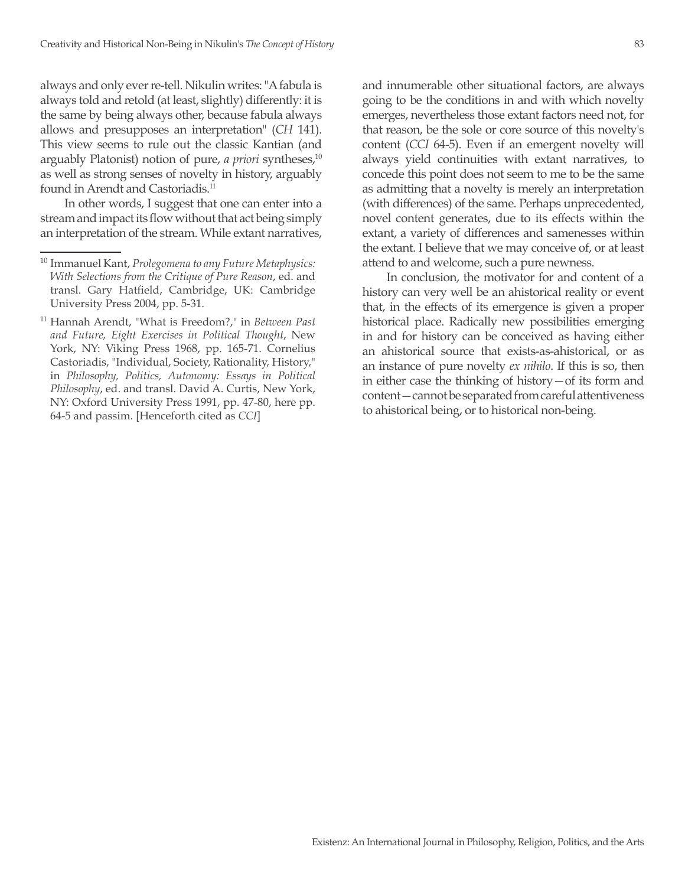always and only ever re-tell. Nikulin writes: "A fabula is always told and retold (at least, slightly) differently: it is the same by being always other, because fabula always allows and presupposes an interpretation" (*CH* 141). This view seems to rule out the classic Kantian (and arguably Platonist) notion of pure, *a priori* syntheses,[10] as well as strong senses of novelty in history, arguably found in Arendt and Castoriadis.[11]

In other words, I suggest that one can enter into a stream and impact its flow without that act being simply an interpretation of the stream. While extant narratives, and innumerable other situational factors, are always going to be the conditions in and with which novelty emerges, nevertheless those extant factors need not, for that reason, be the sole or core source of this novelty's content (*CCI* 64-5). Even if an emergent novelty will always yield continuities with extant narratives, to concede this point does not seem to me to be the same as admitting that a novelty is merely an interpretation (with differences) of the same. Perhaps unprecedented, novel content generates, due to its effects within the extant, a variety of differences and samenesses within the extant. I believe that we may conceive of, or at least attend to and welcome, such a pure newness.

In conclusion, the motivator for and content of a history can very well be an ahistorical reality or event that, in the effects of its emergence is given a proper historical place. Radically new possibilities emerging in and for history can be conceived as having either an ahistorical source that exists-as-ahistorical, or as an instance of pure novelty *ex nihilo*. If this is so, then in either case the thinking of history—of its form and content—cannot be separated from careful attentiveness to ahistorical being, or to historical non-being.

---

[10] Immanuel Kant, *Prolegomena to any Future Metaphysics: With Selections from the Critique of Pure Reason*, ed. and transl. Gary Hatfield, Cambridge, UK: Cambridge University Press 2004, pp. 5-31.

[11] Hannah Arendt, "What is Freedom?," in *Between Past and Future, Eight Exercises in Political Thought*, New York, NY: Viking Press 1968, pp. 165-71. Cornelius Castoriadis, "Individual, Society, Rationality, History," in *Philosophy, Politics, Autonomy: Essays in Political Philosophy*, ed. and transl. David A. Curtis, New York, NY: Oxford University Press 1991, pp. 47-80, here pp. 64-5 and passim. [Henceforth cited as *CCI*]